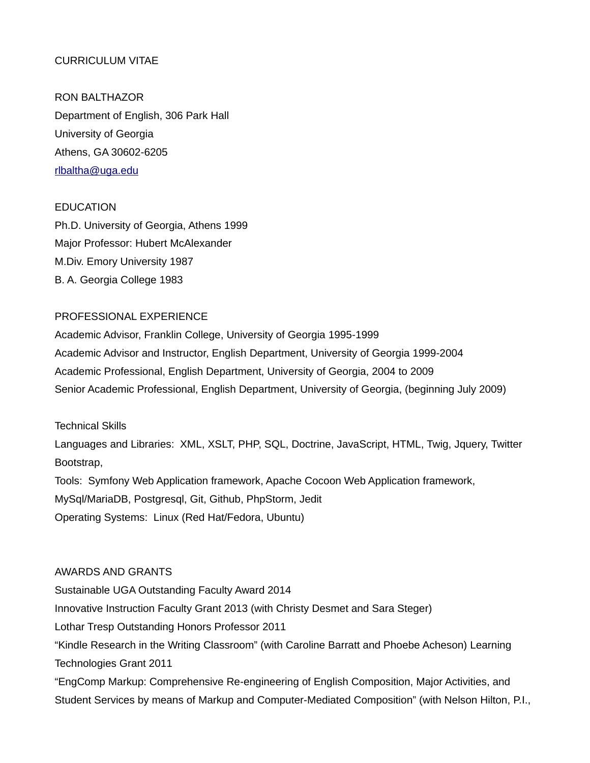# CURRICULUM VITAE

RON BALTHAZOR
Department of English, 306 Park Hall
University of Georgia
Athens, GA 30602-6205
rlbaltha@uga.edu

## EDUCATION

Ph.D. University of Georgia, Athens 1999
Major Professor: Hubert McAlexander
M.Div. Emory University 1987
B. A. Georgia College 1983

## PROFESSIONAL EXPERIENCE

Academic Advisor, Franklin College, University of Georgia 1995-1999
Academic Advisor and Instructor, English Department, University of Georgia 1999-2004
Academic Professional, English Department, University of Georgia, 2004 to 2009
Senior Academic Professional, English Department, University of Georgia, (beginning July 2009)

## Technical Skills

Languages and Libraries: XML, XSLT, PHP, SQL, Doctrine, JavaScript, HTML, Twig, Jquery, Twitter Bootstrap,
Tools: Symfony Web Application framework, Apache Cocoon Web Application framework, MySql/MariaDB, Postgresql, Git, Github, PhpStorm, Jedit
Operating Systems: Linux (Red Hat/Fedora, Ubuntu)

## AWARDS AND GRANTS

Sustainable UGA Outstanding Faculty Award 2014
Innovative Instruction Faculty Grant 2013 (with Christy Desmet and Sara Steger)
Lothar Tresp Outstanding Honors Professor 2011
"Kindle Research in the Writing Classroom" (with Caroline Barratt and Phoebe Acheson) Learning Technologies Grant 2011
"EngComp Markup: Comprehensive Re-engineering of English Composition, Major Activities, and Student Services by means of Markup and Computer-Mediated Composition" (with Nelson Hilton, P.I.,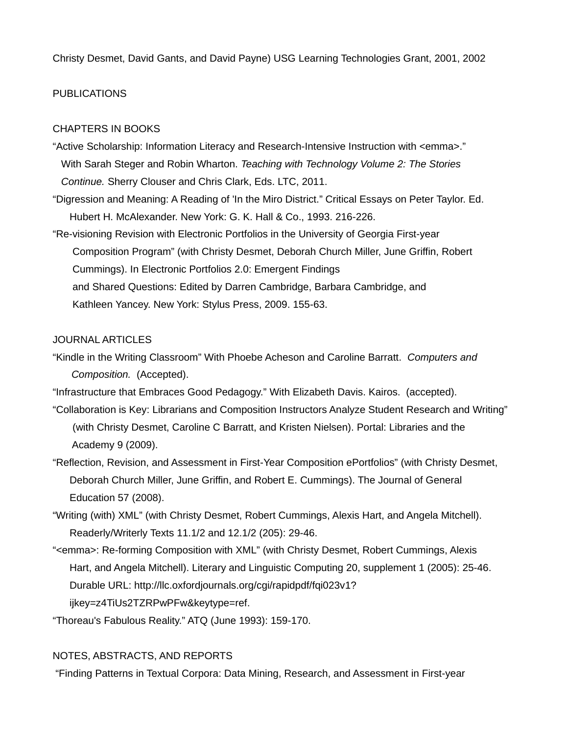Christy Desmet, David Gants, and David Payne) USG Learning Technologies Grant, 2001, 2002

## PUBLICATIONS

### CHAPTERS IN BOOKS

"Active Scholarship: Information Literacy and Research-Intensive Instruction with <emma>." With Sarah Steger and Robin Wharton. *Teaching with Technology Volume 2: The Stories Continue.* Sherry Clouser and Chris Clark, Eds. LTC, 2011.

"Digression and Meaning: A Reading of 'In the Miro District." Critical Essays on Peter Taylor. Ed. Hubert H. McAlexander. New York: G. K. Hall & Co., 1993. 216-226.

"Re-visioning Revision with Electronic Portfolios in the University of Georgia First-year Composition Program" (with Christy Desmet, Deborah Church Miller, June Griffin, Robert Cummings). In Electronic Portfolios 2.0: Emergent Findings and Shared Questions: Edited by Darren Cambridge, Barbara Cambridge, and Kathleen Yancey. New York: Stylus Press, 2009. 155-63.

### JOURNAL ARTICLES

"Kindle in the Writing Classroom" With Phoebe Acheson and Caroline Barratt. *Computers and Composition.* (Accepted).

"Infrastructure that Embraces Good Pedagogy." With Elizabeth Davis. Kairos. (accepted).

"Collaboration is Key: Librarians and Composition Instructors Analyze Student Research and Writing" (with Christy Desmet, Caroline C Barratt, and Kristen Nielsen). Portal: Libraries and the Academy 9 (2009).

"Reflection, Revision, and Assessment in First-Year Composition ePortfolios" (with Christy Desmet, Deborah Church Miller, June Griffin, and Robert E. Cummings). The Journal of General Education 57 (2008).

"Writing (with) XML" (with Christy Desmet, Robert Cummings, Alexis Hart, and Angela Mitchell). Readerly/Writerly Texts 11.1/2 and 12.1/2 (205): 29-46.

"<emma>: Re-forming Composition with XML" (with Christy Desmet, Robert Cummings, Alexis Hart, and Angela Mitchell). Literary and Linguistic Computing 20, supplement 1 (2005): 25-46. Durable URL: http://llc.oxfordjournals.org/cgi/rapidpdf/fqi023v1?ijkey=z4TiUs2TZRPwPFw&keytype=ref.

"Thoreau's Fabulous Reality." ATQ (June 1993): 159-170.

### NOTES, ABSTRACTS, AND REPORTS

"Finding Patterns in Textual Corpora: Data Mining, Research, and Assessment in First-year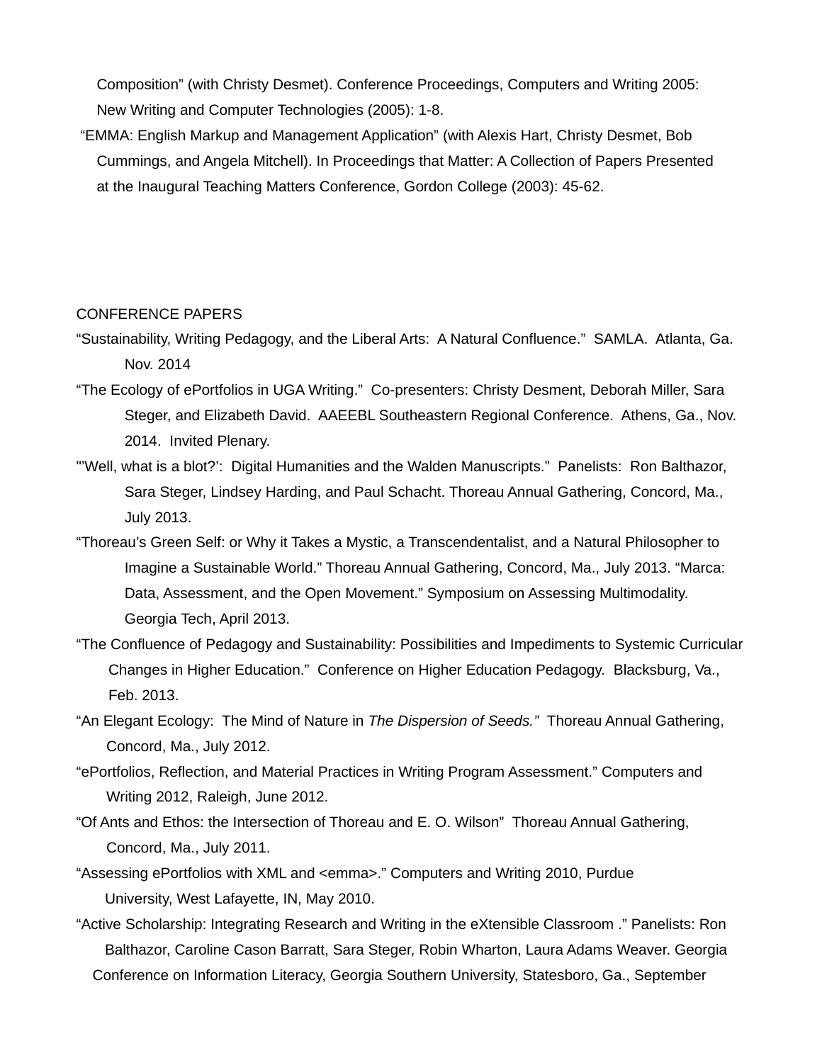Composition" (with Christy Desmet). Conference Proceedings, Computers and Writing 2005: New Writing and Computer Technologies (2005): 1-8.

"EMMA: English Markup and Management Application" (with Alexis Hart, Christy Desmet, Bob Cummings, and Angela Mitchell). In Proceedings that Matter: A Collection of Papers Presented at the Inaugural Teaching Matters Conference, Gordon College (2003): 45-62.

CONFERENCE PAPERS

"Sustainability, Writing Pedagogy, and the Liberal Arts: A Natural Confluence." SAMLA. Atlanta, Ga. Nov. 2014

"The Ecology of ePortfolios in UGA Writing." Co-presenters: Christy Desment, Deborah Miller, Sara Steger, and Elizabeth David. AAEEBL Southeastern Regional Conference. Athens, Ga., Nov. 2014. Invited Plenary.

"'Well, what is a blot?': Digital Humanities and the Walden Manuscripts." Panelists: Ron Balthazor, Sara Steger, Lindsey Harding, and Paul Schacht. Thoreau Annual Gathering, Concord, Ma., July 2013.

"Thoreau's Green Self: or Why it Takes a Mystic, a Transcendentalist, and a Natural Philosopher to Imagine a Sustainable World." Thoreau Annual Gathering, Concord, Ma., July 2013. "Marca: Data, Assessment, and the Open Movement." Symposium on Assessing Multimodality. Georgia Tech, April 2013.

"The Confluence of Pedagogy and Sustainability: Possibilities and Impediments to Systemic Curricular Changes in Higher Education." Conference on Higher Education Pedagogy. Blacksburg, Va., Feb. 2013.

"An Elegant Ecology: The Mind of Nature in *The Dispersion of Seeds."* Thoreau Annual Gathering, Concord, Ma., July 2012.

"ePortfolios, Reflection, and Material Practices in Writing Program Assessment." Computers and Writing 2012, Raleigh, June 2012.

"Of Ants and Ethos: the Intersection of Thoreau and E. O. Wilson" Thoreau Annual Gathering, Concord, Ma., July 2011.

"Assessing ePortfolios with XML and <emma>." Computers and Writing 2010, Purdue University, West Lafayette, IN, May 2010.

"Active Scholarship: Integrating Research and Writing in the eXtensible Classroom ." Panelists: Ron Balthazor, Caroline Cason Barratt, Sara Steger, Robin Wharton, Laura Adams Weaver. Georgia Conference on Information Literacy, Georgia Southern University, Statesboro, Ga., September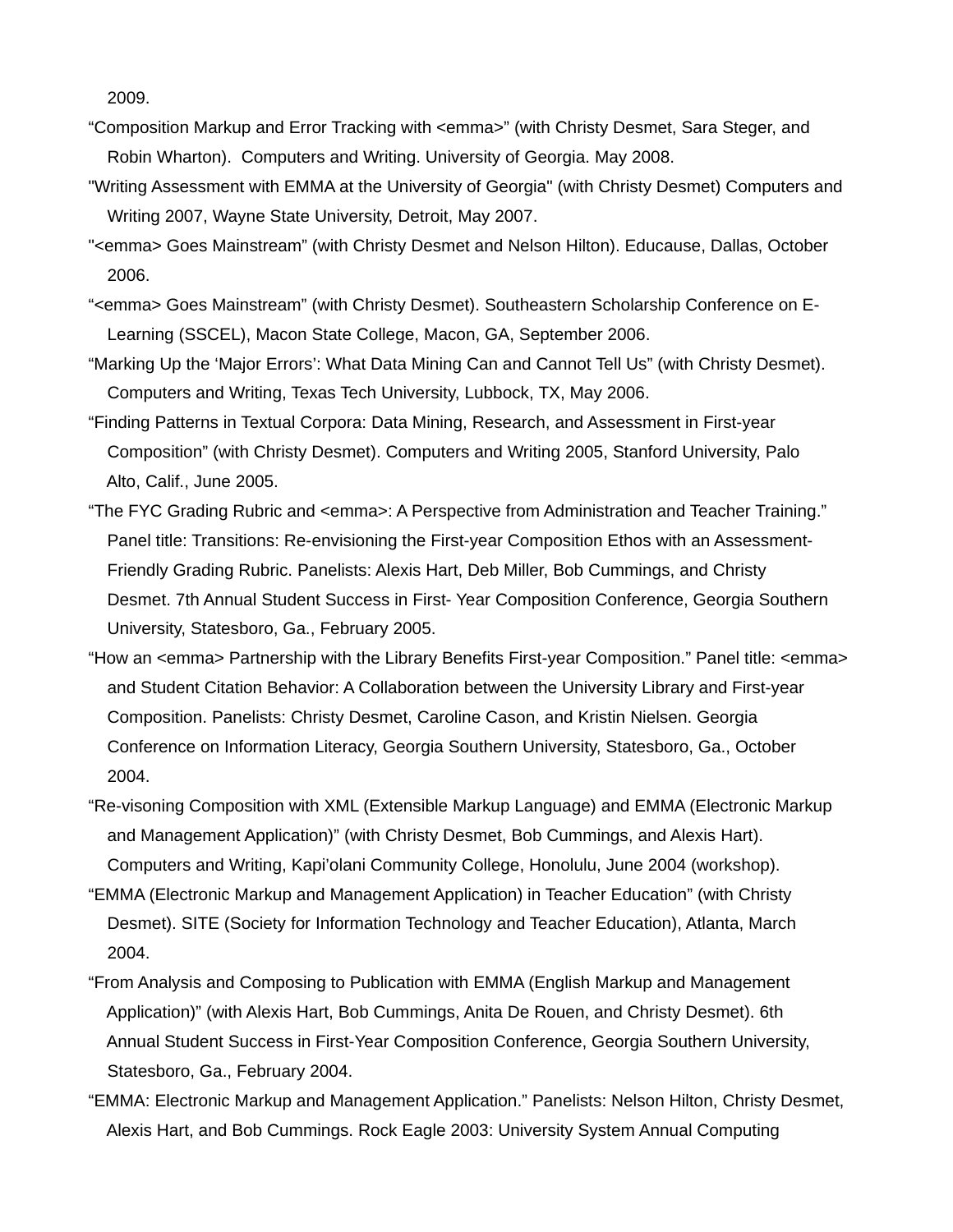2009.

"Composition Markup and Error Tracking with <emma>" (with Christy Desmet, Sara Steger, and Robin Wharton). Computers and Writing. University of Georgia. May 2008.

"Writing Assessment with EMMA at the University of Georgia" (with Christy Desmet) Computers and Writing 2007, Wayne State University, Detroit, May 2007.

"<emma> Goes Mainstream" (with Christy Desmet and Nelson Hilton). Educause, Dallas, October 2006.

"<emma> Goes Mainstream" (with Christy Desmet). Southeastern Scholarship Conference on E-Learning (SSCEL), Macon State College, Macon, GA, September 2006.

"Marking Up the 'Major Errors': What Data Mining Can and Cannot Tell Us" (with Christy Desmet). Computers and Writing, Texas Tech University, Lubbock, TX, May 2006.

"Finding Patterns in Textual Corpora: Data Mining, Research, and Assessment in First-year Composition" (with Christy Desmet). Computers and Writing 2005, Stanford University, Palo Alto, Calif., June 2005.

"The FYC Grading Rubric and <emma>: A Perspective from Administration and Teacher Training." Panel title: Transitions: Re-envisioning the First-year Composition Ethos with an Assessment-Friendly Grading Rubric. Panelists: Alexis Hart, Deb Miller, Bob Cummings, and Christy Desmet. 7th Annual Student Success in First- Year Composition Conference, Georgia Southern University, Statesboro, Ga., February 2005.

"How an <emma> Partnership with the Library Benefits First-year Composition." Panel title: <emma> and Student Citation Behavior: A Collaboration between the University Library and First-year Composition. Panelists: Christy Desmet, Caroline Cason, and Kristin Nielsen. Georgia Conference on Information Literacy, Georgia Southern University, Statesboro, Ga., October 2004.

"Re-visoning Composition with XML (Extensible Markup Language) and EMMA (Electronic Markup and Management Application)" (with Christy Desmet, Bob Cummings, and Alexis Hart). Computers and Writing, Kapi'olani Community College, Honolulu, June 2004 (workshop).

"EMMA (Electronic Markup and Management Application) in Teacher Education" (with Christy Desmet). SITE (Society for Information Technology and Teacher Education), Atlanta, March 2004.

"From Analysis and Composing to Publication with EMMA (English Markup and Management Application)" (with Alexis Hart, Bob Cummings, Anita De Rouen, and Christy Desmet). 6th Annual Student Success in First-Year Composition Conference, Georgia Southern University, Statesboro, Ga., February 2004.

"EMMA: Electronic Markup and Management Application." Panelists: Nelson Hilton, Christy Desmet, Alexis Hart, and Bob Cummings. Rock Eagle 2003: University System Annual Computing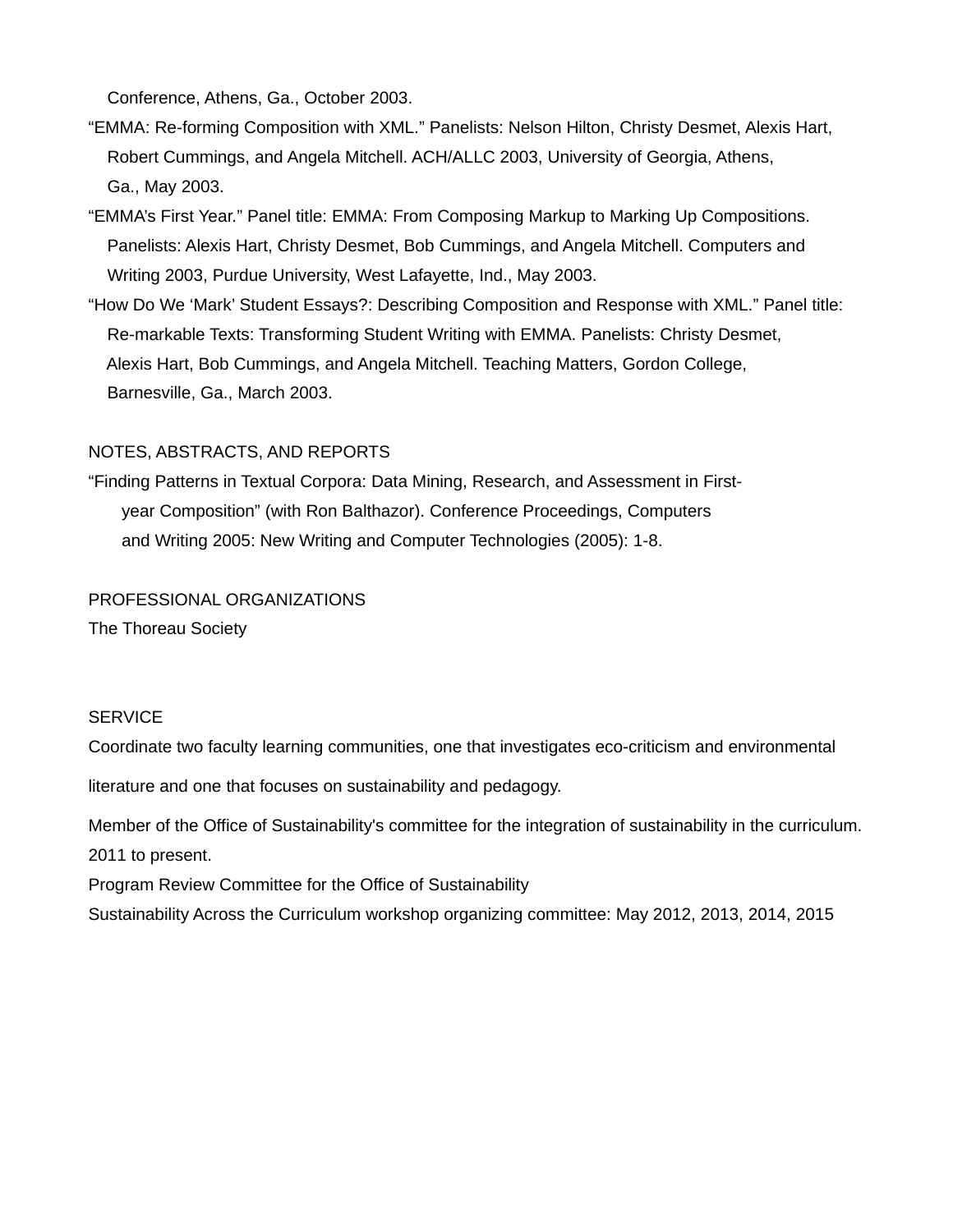Conference, Athens, Ga., October 2003.

“EMMA: Re-forming Composition with XML.” Panelists: Nelson Hilton, Christy Desmet, Alexis Hart, Robert Cummings, and Angela Mitchell. ACH/ALLC 2003, University of Georgia, Athens, Ga., May 2003.

“EMMA’s First Year.” Panel title: EMMA: From Composing Markup to Marking Up Compositions. Panelists: Alexis Hart, Christy Desmet, Bob Cummings, and Angela Mitchell. Computers and Writing 2003, Purdue University, West Lafayette, Ind., May 2003.

“How Do We ‘Mark’ Student Essays?: Describing Composition and Response with XML.” Panel title: Re-markable Texts: Transforming Student Writing with EMMA. Panelists: Christy Desmet, Alexis Hart, Bob Cummings, and Angela Mitchell. Teaching Matters, Gordon College, Barnesville, Ga., March 2003.

## NOTES, ABSTRACTS, AND REPORTS

“Finding Patterns in Textual Corpora: Data Mining, Research, and Assessment in First-year Composition” (with Ron Balthazor). Conference Proceedings, Computers and Writing 2005: New Writing and Computer Technologies (2005): 1-8.

## PROFESSIONAL ORGANIZATIONS

The Thoreau Society

## SERVICE

Coordinate two faculty learning communities, one that investigates eco-criticism and environmental literature and one that focuses on sustainability and pedagogy.

Member of the Office of Sustainability's committee for the integration of sustainability in the curriculum. 2011 to present.

Program Review Committee for the Office of Sustainability

Sustainability Across the Curriculum workshop organizing committee: May 2012, 2013, 2014, 2015